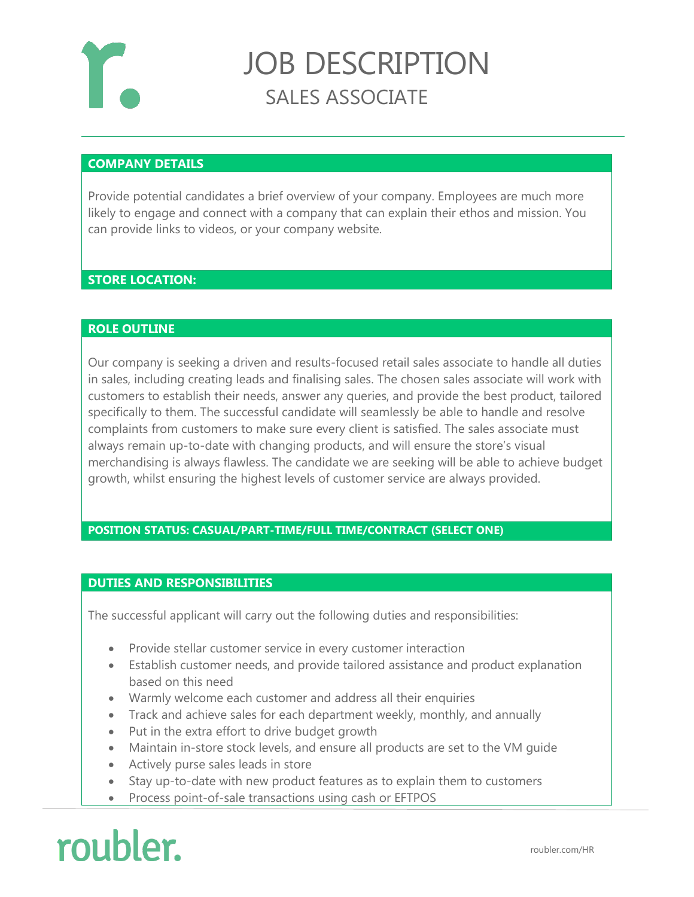# JOB DESCRIPTION

## SALES ASSOCIATE

### COMPANY DETAILS

Provide potential candidates a brief overview of your company. Employees are much more likely to engage and connect with a company that can explain their ethos and mission. You can provide links to videos, or your company website.

### STORE LOCATION:

### ROLE OUTLINE

Our company is seeking a driven and results-focused retail sales associate to handle all duties in sales, including creating leads and finalising sales. The chosen sales associate will work with customers to establish their needs, answer any queries, and provide the best product, tailored specifically to them. The successful candidate will seamlessly be able to handle and resolve complaints from customers to make sure every client is satisfied. The sales associate must always remain up-to-date with changing products, and will ensure the store's visual merchandising is always flawless. The candidate we are seeking will be able to achieve budget growth, whilst ensuring the highest levels of customer service are always provided.

### POSITION STATUS: CASUAL/PART-TIME/FULL TIME/CONTRACT (SELECT ONE)

### DUTIES AND RESPONSIBILITIES

The successful applicant will carry out the following duties and responsibilities:

- Provide stellar customer service in every customer interaction
- Establish customer needs, and provide tailored assistance and product explanation based on this need
- Warmly welcome each customer and address all their enquiries
- Track and achieve sales for each department weekly, monthly, and annually
- Put in the extra effort to drive budget growth
- Maintain in-store stock levels, and ensure all products are set to the VM guide
- Actively purse sales leads in store
- Stay up-to-date with new product features as to explain them to customers
- Process point-of-sale transactions using cash or EFTPOS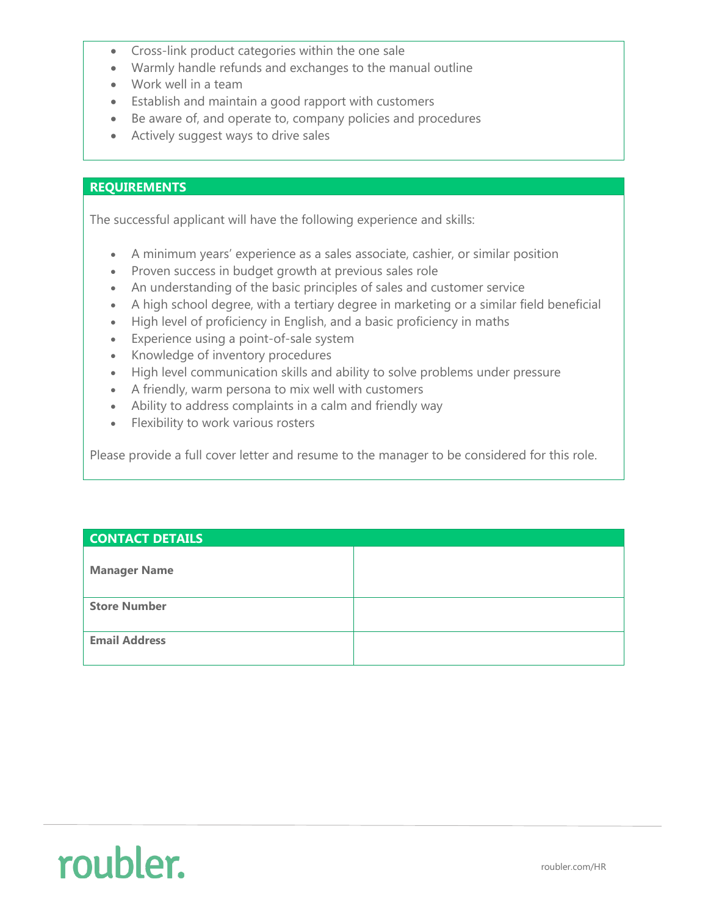- Cross-link product categories within the one sale
- Warmly handle refunds and exchanges to the manual outline
- Work well in a team
- Establish and maintain a good rapport with customers
- Be aware of, and operate to, company policies and procedures
- Actively suggest ways to drive sales

## REQUIREMENTS

The successful applicant will have the following experience and skills:

- A minimum years' experience as a sales associate, cashier, or similar position
- Proven success in budget growth at previous sales role
- An understanding of the basic principles of sales and customer service
- A high school degree, with a tertiary degree in marketing or a similar field beneficial
- High level of proficiency in English, and a basic proficiency in maths
- Experience using a point-of-sale system
- Knowledge of inventory procedures
- High level communication skills and ability to solve problems under pressure
- A friendly, warm persona to mix well with customers
- Ability to address complaints in a calm and friendly way
- Flexibility to work various rosters

Please provide a full cover letter and resume to the manager to be considered for this role.

## CONTACT DETAILS

| | |
|---|---|
| **Manager Name** | |
| **Store Number** | |
| **Email Address** | |

roubler.

roubler.com/HR